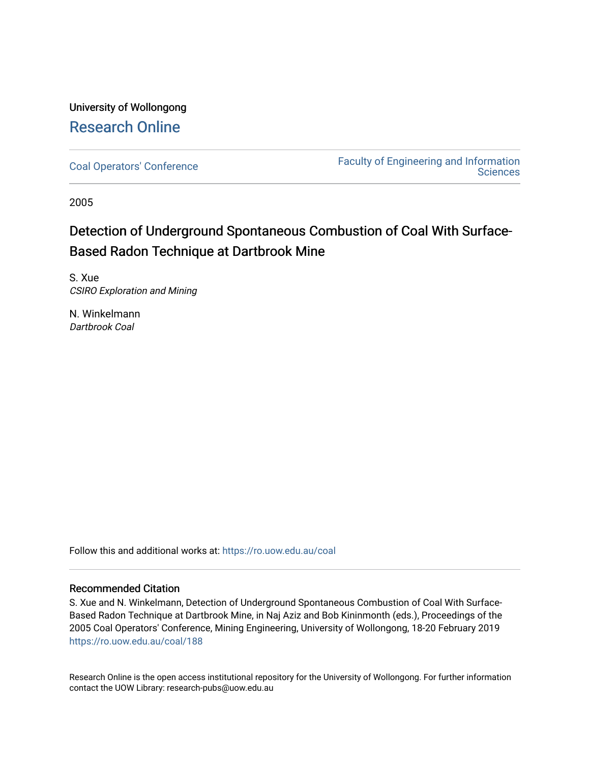University of Wollongong

# Research Online

Coal Operators' Conference

Faculty of Engineering and Information Sciences

2005

# Detection of Underground Spontaneous Combustion of Coal With Surface-Based Radon Technique at Dartbrook Mine

S. Xue
*CSIRO Exploration and Mining*

N. Winkelmann
*Dartbrook Coal*

Follow this and additional works at: https://ro.uow.edu.au/coal

## Recommended Citation

S. Xue and N. Winkelmann, Detection of Underground Spontaneous Combustion of Coal With Surface-Based Radon Technique at Dartbrook Mine, in Naj Aziz and Bob Kininmonth (eds.), Proceedings of the 2005 Coal Operators' Conference, Mining Engineering, University of Wollongong, 18-20 February 2019
https://ro.uow.edu.au/coal/188

Research Online is the open access institutional repository for the University of Wollongong. For further information contact the UOW Library: research-pubs@uow.edu.au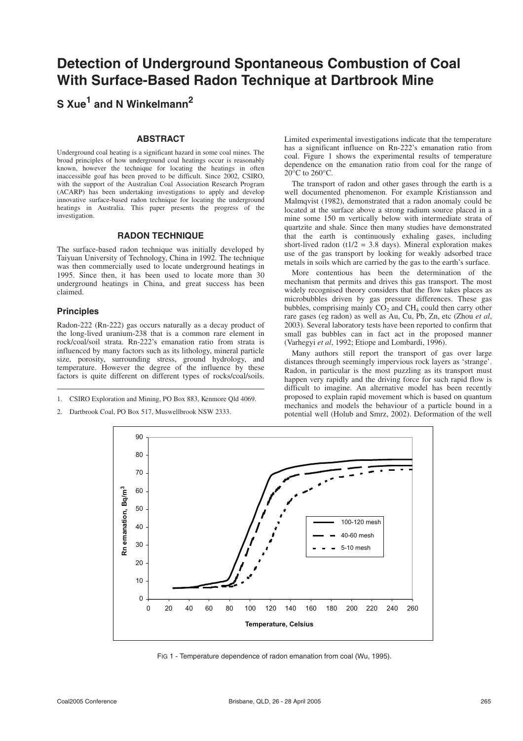# Detection of Underground Spontaneous Combustion of Coal With Surface-Based Radon Technique at Dartbrook Mine

**S Xue[1] and N Winkelmann[2]**

## ABSTRACT

Underground coal heating is a significant hazard in some coal mines. The broad principles of how underground coal heatings occur is reasonably known, however the technique for locating the heatings in often inaccessible goaf has been proved to be difficult. Since 2002, CSIRO, with the support of the Australian Coal Association Research Program (ACARP) has been undertaking investigations to apply and develop innovative surface-based radon technique for locating the underground heatings in Australia. This paper presents the progress of the investigation.

## RADON TECHNIQUE

The surface-based radon technique was initially developed by Taiyuan University of Technology, China in 1992. The technique was then commercially used to locate underground heatings in 1995. Since then, it has been used to locate more than 30 underground heatings in China, and great success has been claimed.

### Principles

Radon-222 (Rn-222) gas occurs naturally as a decay product of the long-lived uranium-238 that is a common rare element in rock/coal/soil strata. Rn-222's emanation ratio from strata is influenced by many factors such as its lithology, mineral particle size, porosity, surrounding stress, ground hydrology, and temperature. However the degree of the influence by these factors is quite different on different types of rocks/coal/soils.

1. CSIRO Exploration and Mining, PO Box 883, Kenmore Qld 4069.

2. Dartbrook Coal, PO Box 517, Muswellbrook NSW 2333.

Limited experimental investigations indicate that the temperature has a significant influence on Rn-222's emanation ratio from coal. Figure 1 shows the experimental results of temperature dependence on the emanation ratio from coal for the range of 20°C to 260°C.

The transport of radon and other gases through the earth is a well documented phenomenon. For example Kristiansson and Malmqvist (1982), demonstrated that a radon anomaly could be located at the surface above a strong radium source placed in a mine some 150 m vertically below with intermediate strata of quartzite and shale. Since then many studies have demonstrated that the earth is continuously exhaling gases, including short-lived radon (t1/2 = 3.8 days). Mineral exploration makes use of the gas transport by looking for weakly adsorbed trace metals in soils which are carried by the gas to the earth's surface.

More contentious has been the determination of the mechanism that permits and drives this gas transport. The most widely recognised theory considers that the flow takes places as microbubbles driven by gas pressure differences. These gas bubbles, comprising mainly $CO_2$ and $CH_4$ could then carry other rare gases (eg radon) as well as Au, Cu, Pb, Zn, etc (Zhou *et al*, 2003). Several laboratory tests have been reported to confirm that small gas bubbles can in fact act in the proposed manner (Varhegyi *et al*, 1992; Etiope and Lombardi, 1996).

Many authors still report the transport of gas over large distances through seemingly impervious rock layers as 'strange'. Radon, in particular is the most puzzling as its transport must happen very rapidly and the driving force for such rapid flow is difficult to imagine. An alternative model has been recently proposed to explain rapid movement which is based on quantum mechanics and models the behaviour of a particle bound in a potential well (Holub and Smrz, 2002). Deformation of the well

FIG 1 - Temperature dependence of radon emanation from coal (Wu, 1995).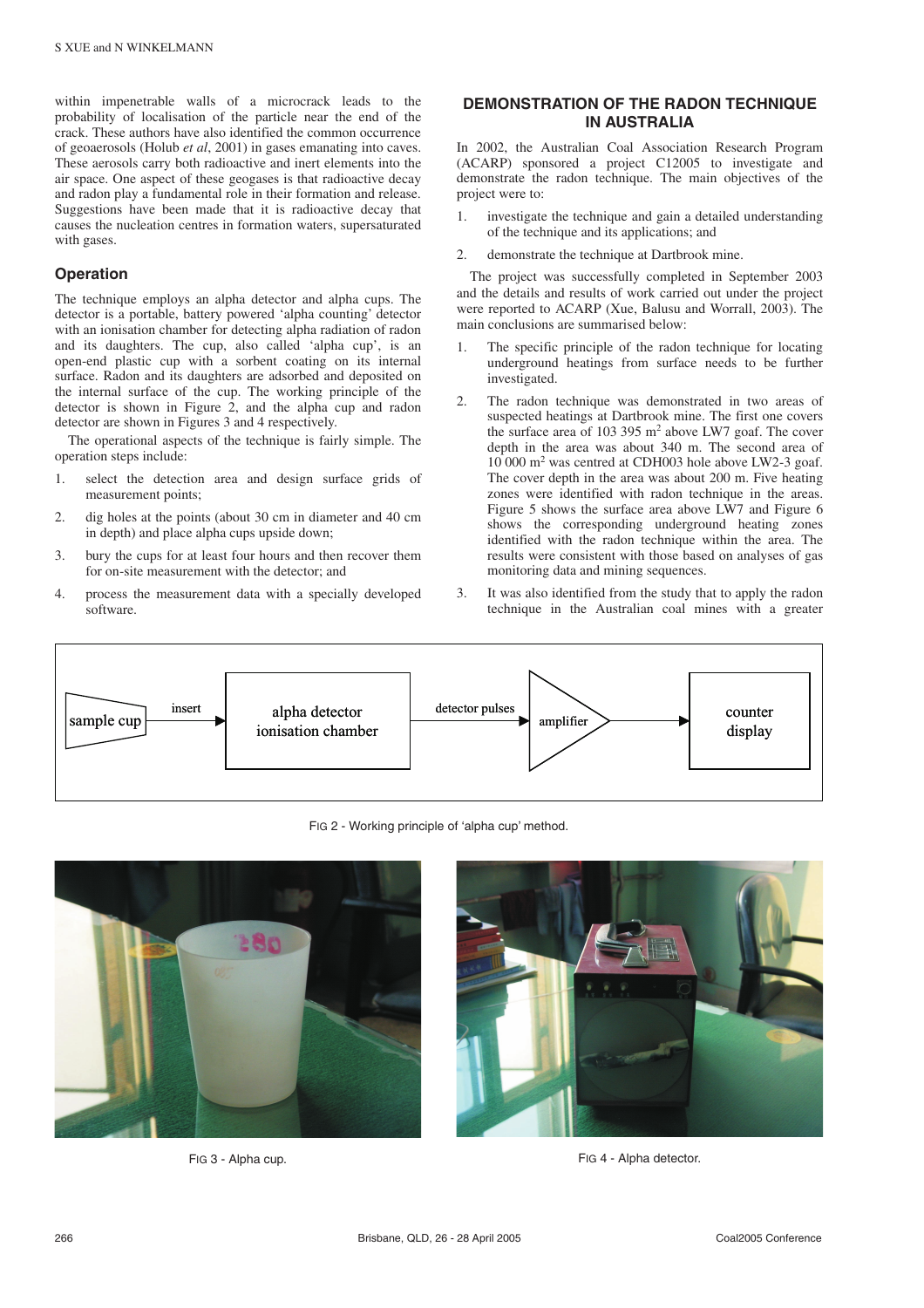within impenetrable walls of a microcrack leads to the probability of localisation of the particle near the end of the crack. These authors have also identified the common occurrence of geoaerosols (Holub *et al*, 2001) in gases emanating into caves. These aerosols carry both radioactive and inert elements into the air space. One aspect of these geogases is that radioactive decay and radon play a fundamental role in their formation and release. Suggestions have been made that it is radioactive decay that causes the nucleation centres in formation waters, supersaturated with gases.

## Operation

The technique employs an alpha detector and alpha cups. The detector is a portable, battery powered 'alpha counting' detector with an ionisation chamber for detecting alpha radiation of radon and its daughters. The cup, also called 'alpha cup', is an open-end plastic cup with a sorbent coating on its internal surface. Radon and its daughters are adsorbed and deposited on the internal surface of the cup. The working principle of the detector is shown in Figure 2, and the alpha cup and radon detector are shown in Figures 3 and 4 respectively.

The operational aspects of the technique is fairly simple. The operation steps include:

1. select the detection area and design surface grids of measurement points;
2. dig holes at the points (about 30 cm in diameter and 40 cm in depth) and place alpha cups upside down;
3. bury the cups for at least four hours and then recover them for on-site measurement with the detector; and
4. process the measurement data with a specially developed software.

## DEMONSTRATION OF THE RADON TECHNIQUE IN AUSTRALIA

In 2002, the Australian Coal Association Research Program (ACARP) sponsored a project C12005 to investigate and demonstrate the radon technique. The main objectives of the project were to:

1. investigate the technique and gain a detailed understanding of the technique and its applications; and
2. demonstrate the technique at Dartbrook mine.

The project was successfully completed in September 2003 and the details and results of work carried out under the project were reported to ACARP (Xue, Balusu and Worrall, 2003). The main conclusions are summarised below:

1. The specific principle of the radon technique for locating underground heatings from surface needs to be further investigated.
2. The radon technique was demonstrated in two areas of suspected heatings at Dartbrook mine. The first one covers the surface area of 103 395 $m^2$ above LW7 goaf. The cover depth in the area was about 340 m. The second area of 10 000 $m^2$ was centred at CDH003 hole above LW2-3 goaf. The cover depth in the area was about 200 m. Five heating zones were identified with radon technique in the areas. Figure 5 shows the surface area above LW7 and Figure 6 shows the corresponding underground heating zones identified with the radon technique within the area. The results were consistent with those based on analyses of gas monitoring data and mining sequences.
3. It was also identified from the study that to apply the radon technique in the Australian coal mines with a greater

sample cup → insert → alpha detector ionisation chamber → detector pulses → amplifier → counter display

FIG 2 - Working principle of 'alpha cup' method.

FIG 3 - Alpha cup.

FIG 4 - Alpha detector.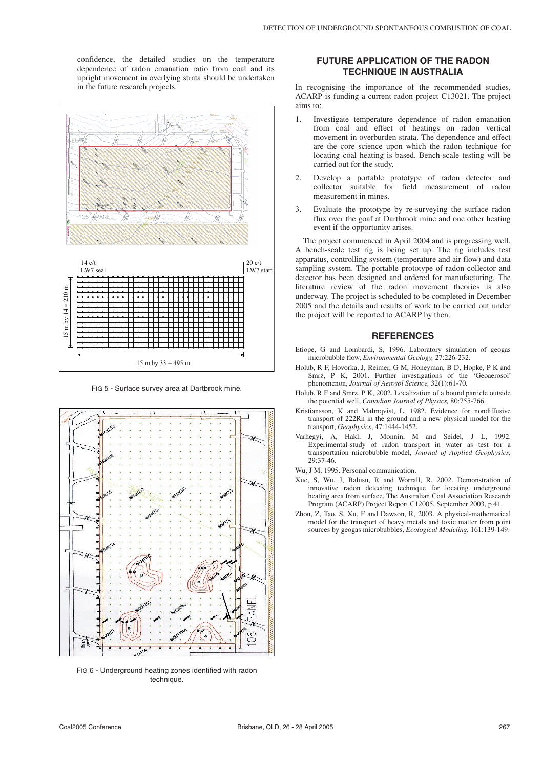confidence, the detailed studies on the temperature dependence of radon emanation ratio from coal and its upright movement in overlying strata should be undertaken in the future research projects.

14 c/t
LW7 seal

20 c/t
LW7 start

15 m by 14 = 210 m

15 m by 33 = 495 m

FIG 5 - Surface survey area at Dartbrook mine.

FIG 6 - Underground heating zones identified with radon technique.

## FUTURE APPLICATION OF THE RADON TECHNIQUE IN AUSTRALIA

In recognising the importance of the recommended studies, ACARP is funding a current radon project C13021. The project aims to:

1. Investigate temperature dependence of radon emanation from coal and effect of heatings on radon vertical movement in overburden strata. The dependence and effect are the core science upon which the radon technique for locating coal heating is based. Bench-scale testing will be carried out for the study.
2. Develop a portable prototype of radon detector and collector suitable for field measurement of radon measurement in mines.
3. Evaluate the prototype by re-surveying the surface radon flux over the goaf at Dartbrook mine and one other heating event if the opportunity arises.

The project commenced in April 2004 and is progressing well. A bench-scale test rig is being set up. The rig includes test apparatus, controlling system (temperature and air flow) and data sampling system. The portable prototype of radon collector and detector has been designed and ordered for manufacturing. The literature review of the radon movement theories is also underway. The project is scheduled to be completed in December 2005 and the details and results of work to be carried out under the project will be reported to ACARP by then.

## REFERENCES

Etiope, G and Lombardi, S, 1996. Laboratory simulation of geogas microbubble flow, *Environmental Geology,* 27:226-232.

Holub, R F, Hovorka, J, Reimer, G M, Honeyman, B D, Hopke, P K and Smrz, P K, 2001. Further investigations of the 'Geoaerosol' phenomenon, *Journal of Aerosol Science,* 32(1):61-70.

Holub, R F and Smrz, P K, 2002. Localization of a bound particle outside the potential well, *Canadian Journal of Physics,* 80:755-766.

Kristiansson, K and Malmqvist, L, 1982. Evidence for nondiffusive transport of 222Rn in the ground and a new physical model for the transport, *Geophysics*, 47:1444-1452.

Varhegyi, A, Hakl, J, Monnin, M and Seidel, J L, 1992. Experimental-study of radon transport in water as test for a transportation microbubble model, *Journal of Applied Geophysics,* 29:37-46.

Wu, J M, 1995. Personal communication.

Xue, S, Wu, J, Balusu, R and Worrall, R, 2002. Demonstration of innovative radon detecting technique for locating underground heating area from surface, The Australian Coal Association Research Program (ACARP) Project Report C12005, September 2003, p 41.

Zhou, Z, Tao, S, Xu, F and Dawson, R, 2003. A physical-mathematical model for the transport of heavy metals and toxic matter from point sources by geogas microbubbles, *Ecological Modeling,* 161:139-149.